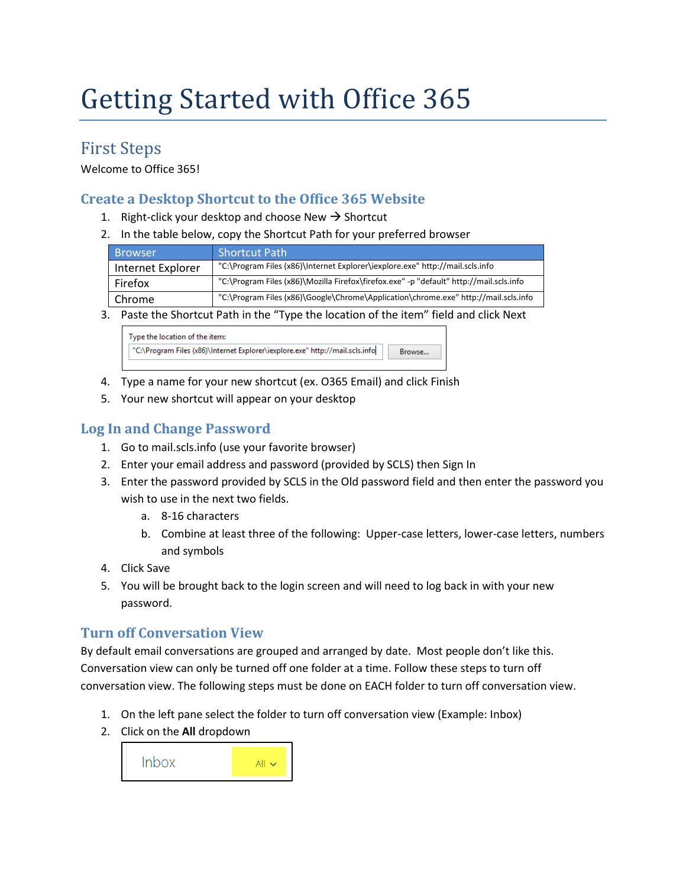# Getting Started with Office 365

## First Steps

Welcome to Office 365!

### Create a Desktop Shortcut to the Office 365 Website

1. Right-click your desktop and choose New → Shortcut
2. In the table below, copy the Shortcut Path for your preferred browser

| Browser | Shortcut Path |
|---|---|
| Internet Explorer | "C:\Program Files (x86)\Internet Explorer\iexplore.exe" http://mail.scls.info |
| Firefox | "C:\Program Files (x86)\Mozilla Firefox\firefox.exe" -p "default" http://mail.scls.info |
| Chrome | "C:\Program Files (x86)\Google\Chrome\Application\chrome.exe" http://mail.scls.info |

3. Paste the Shortcut Path in the "Type the location of the item" field and click Next

   Type the location of the item:
   "C:\Program Files (x86)\Internet Explorer\iexplore.exe" http://mail.scls.info [Browse...]

4. Type a name for your new shortcut (ex. O365 Email) and click Finish
5. Your new shortcut will appear on your desktop

### Log In and Change Password

1. Go to mail.scls.info (use your favorite browser)
2. Enter your email address and password (provided by SCLS) then Sign In
3. Enter the password provided by SCLS in the Old password field and then enter the password you wish to use in the next two fields.
   a. 8-16 characters
   b. Combine at least three of the following: Upper-case letters, lower-case letters, numbers and symbols
4. Click Save
5. You will be brought back to the login screen and will need to log back in with your new password.

### Turn off Conversation View

By default email conversations are grouped and arranged by date. Most people don't like this. Conversation view can only be turned off one folder at a time. Follow these steps to turn off conversation view. The following steps must be done on EACH folder to turn off conversation view.

1. On the left pane select the folder to turn off conversation view (Example: Inbox)
2. Click on the **All** dropdown

   Inbox All ⌄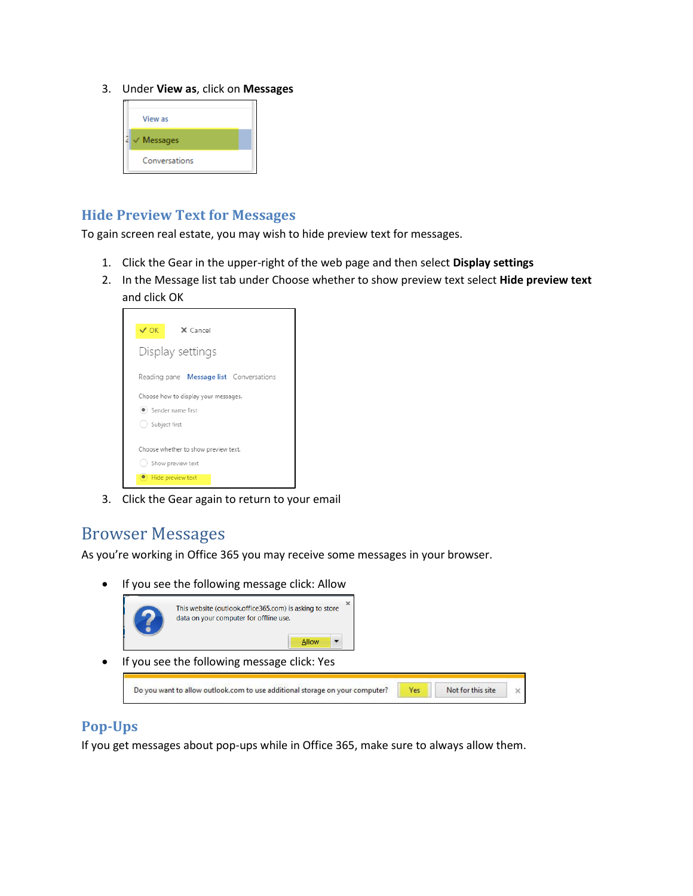3. Under **View as**, click on **Messages**

## Hide Preview Text for Messages

To gain screen real estate, you may wish to hide preview text for messages.

1. Click the Gear in the upper-right of the web page and then select **Display settings**
2. In the Message list tab under Choose whether to show preview text select **Hide preview text** and click OK
3. Click the Gear again to return to your email

# Browser Messages

As you're working in Office 365 you may receive some messages in your browser.

- If you see the following message click: Allow
- If you see the following message click: Yes

## Pop-Ups

If you get messages about pop-ups while in Office 365, make sure to always allow them.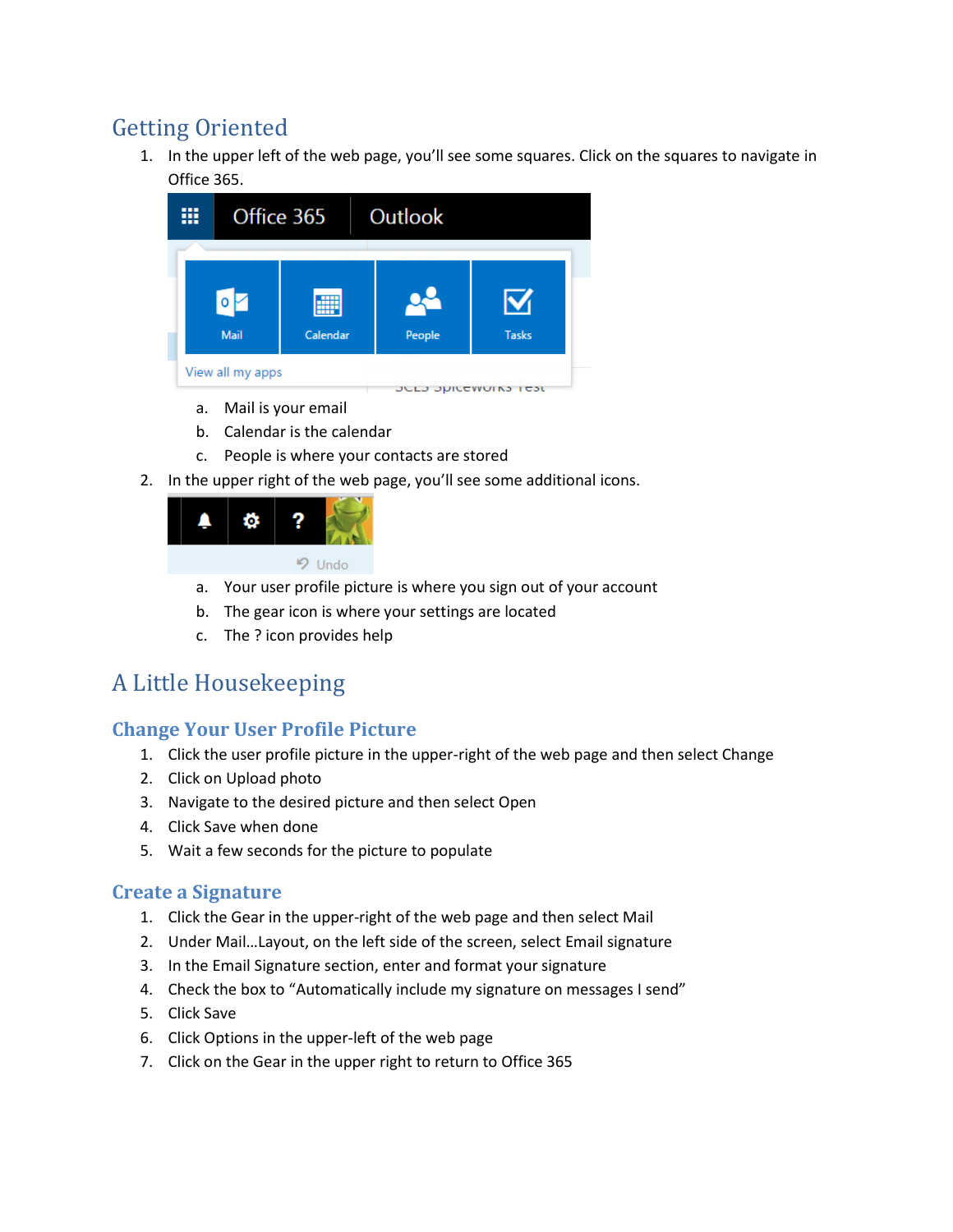# Getting Oriented

1. In the upper left of the web page, you'll see some squares. Click on the squares to navigate in Office 365.
   a. Mail is your email
   b. Calendar is the calendar
   c. People is where your contacts are stored
2. In the upper right of the web page, you'll see some additional icons.
   a. Your user profile picture is where you sign out of your account
   b. The gear icon is where your settings are located
   c. The ? icon provides help

# A Little Housekeeping

## Change Your User Profile Picture

1. Click the user profile picture in the upper-right of the web page and then select Change
2. Click on Upload photo
3. Navigate to the desired picture and then select Open
4. Click Save when done
5. Wait a few seconds for the picture to populate

## Create a Signature

1. Click the Gear in the upper-right of the web page and then select Mail
2. Under Mail…Layout, on the left side of the screen, select Email signature
3. In the Email Signature section, enter and format your signature
4. Check the box to "Automatically include my signature on messages I send"
5. Click Save
6. Click Options in the upper-left of the web page
7. Click on the Gear in the upper right to return to Office 365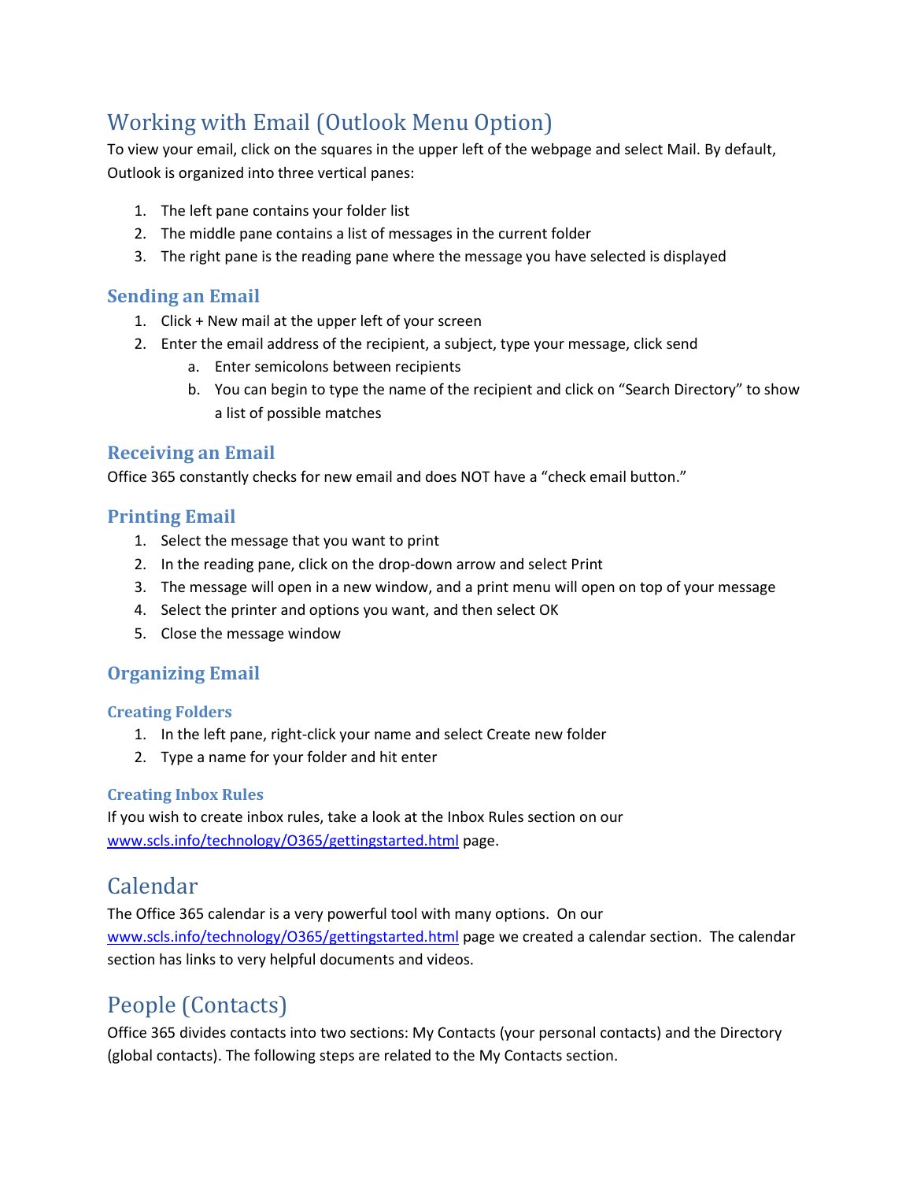## Working with Email (Outlook Menu Option)

To view your email, click on the squares in the upper left of the webpage and select Mail. By default, Outlook is organized into three vertical panes:

1. The left pane contains your folder list
2. The middle pane contains a list of messages in the current folder
3. The right pane is the reading pane where the message you have selected is displayed

### Sending an Email

1. Click + New mail at the upper left of your screen
2. Enter the email address of the recipient, a subject, type your message, click send
    a. Enter semicolons between recipients
    b. You can begin to type the name of the recipient and click on "Search Directory" to show a list of possible matches

### Receiving an Email

Office 365 constantly checks for new email and does NOT have a "check email button."

### Printing Email

1. Select the message that you want to print
2. In the reading pane, click on the drop-down arrow and select Print
3. The message will open in a new window, and a print menu will open on top of your message
4. Select the printer and options you want, and then select OK
5. Close the message window

### Organizing Email

#### Creating Folders

1. In the left pane, right-click your name and select Create new folder
2. Type a name for your folder and hit enter

#### Creating Inbox Rules

If you wish to create inbox rules, take a look at the Inbox Rules section on our www.scls.info/technology/O365/gettingstarted.html page.

## Calendar

The Office 365 calendar is a very powerful tool with many options. On our www.scls.info/technology/O365/gettingstarted.html page we created a calendar section. The calendar section has links to very helpful documents and videos.

## People (Contacts)

Office 365 divides contacts into two sections: My Contacts (your personal contacts) and the Directory (global contacts). The following steps are related to the My Contacts section.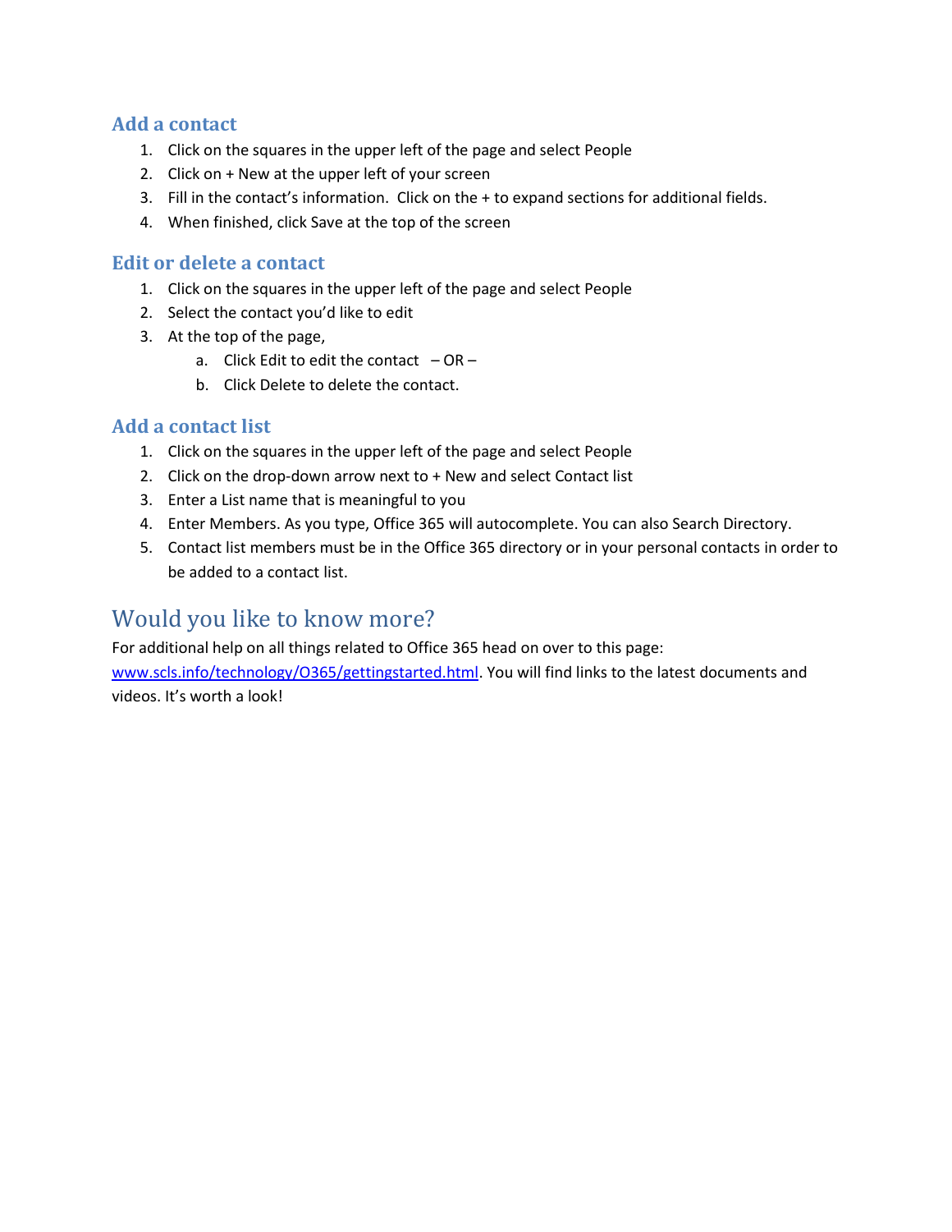### Add a contact

1. Click on the squares in the upper left of the page and select People
2. Click on + New at the upper left of your screen
3. Fill in the contact's information. Click on the + to expand sections for additional fields.
4. When finished, click Save at the top of the screen

### Edit or delete a contact

1. Click on the squares in the upper left of the page and select People
2. Select the contact you'd like to edit
3. At the top of the page,
   a. Click Edit to edit the contact – OR –
   b. Click Delete to delete the contact.

### Add a contact list

1. Click on the squares in the upper left of the page and select People
2. Click on the drop-down arrow next to + New and select Contact list
3. Enter a List name that is meaningful to you
4. Enter Members. As you type, Office 365 will autocomplete. You can also Search Directory.
5. Contact list members must be in the Office 365 directory or in your personal contacts in order to be added to a contact list.

## Would you like to know more?

For additional help on all things related to Office 365 head on over to this page: [www.scls.info/technology/O365/gettingstarted.html](www.scls.info/technology/O365/gettingstarted.html). You will find links to the latest documents and videos. It's worth a look!